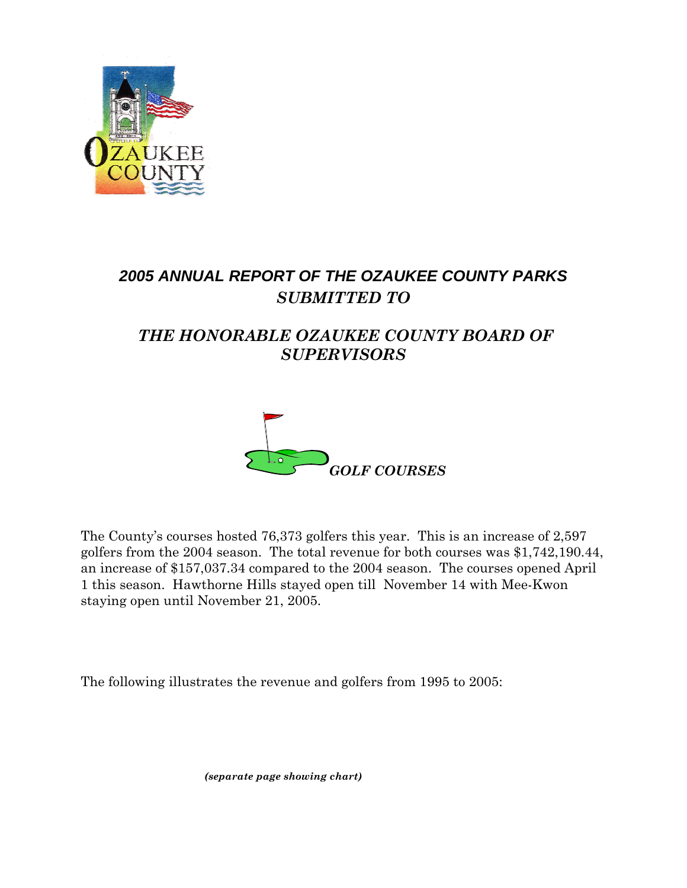# *2005 ANNUAL REPORT OF THE OZAUKEE COUNTY PARKS SUBMITTED TO*

# *THE HONORABLE OZAUKEE COUNTY BOARD OF SUPERVISORS*

## *GOLF COURSES*

The County's courses hosted 76,373 golfers this year. This is an increase of 2,597 golfers from the 2004 season. The total revenue for both courses was $1,742,190.44, an increase of $157,037.34 compared to the 2004 season. The courses opened April 1 this season. Hawthorne Hills stayed open till November 14 with Mee-Kwon staying open until November 21, 2005.

The following illustrates the revenue and golfers from 1995 to 2005:

***(separate page showing chart)***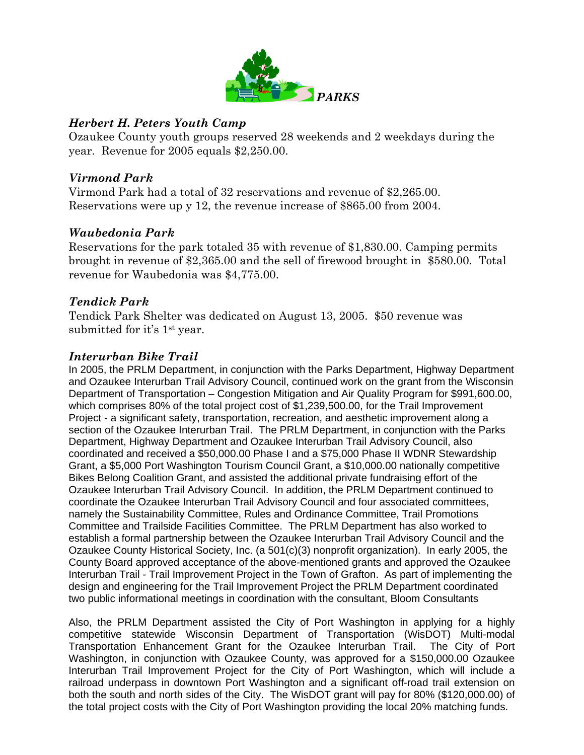# PARKS

### *Herbert H. Peters Youth Camp*

Ozaukee County youth groups reserved 28 weekends and 2 weekdays during the year. Revenue for 2005 equals $2,250.00.

### *Virmond Park*

Virmond Park had a total of 32 reservations and revenue of $2,265.00. Reservations were up y 12, the revenue increase of $865.00 from 2004.

### *Waubedonia Park*

Reservations for the park totaled 35 with revenue of $1,830.00. Camping permits brought in revenue of $2,365.00 and the sell of firewood brought in $580.00. Total revenue for Waubedonia was $4,775.00.

### *Tendick Park*

Tendick Park Shelter was dedicated on August 13, 2005. $50 revenue was submitted for it's 1st year.

### *Interurban Bike Trail*

In 2005, the PRLM Department, in conjunction with the Parks Department, Highway Department and Ozaukee Interurban Trail Advisory Council, continued work on the grant from the Wisconsin Department of Transportation – Congestion Mitigation and Air Quality Program for $991,600.00, which comprises 80% of the total project cost of $1,239,500.00, for the Trail Improvement Project - a significant safety, transportation, recreation, and aesthetic improvement along a section of the Ozaukee Interurban Trail. The PRLM Department, in conjunction with the Parks Department, Highway Department and Ozaukee Interurban Trail Advisory Council, also coordinated and received a $50,000.00 Phase I and a $75,000 Phase II WDNR Stewardship Grant, a $5,000 Port Washington Tourism Council Grant, a $10,000.00 nationally competitive Bikes Belong Coalition Grant, and assisted the additional private fundraising effort of the Ozaukee Interurban Trail Advisory Council. In addition, the PRLM Department continued to coordinate the Ozaukee Interurban Trail Advisory Council and four associated committees, namely the Sustainability Committee, Rules and Ordinance Committee, Trail Promotions Committee and Trailside Facilities Committee. The PRLM Department has also worked to establish a formal partnership between the Ozaukee Interurban Trail Advisory Council and the Ozaukee County Historical Society, Inc. (a 501(c)(3) nonprofit organization). In early 2005, the County Board approved acceptance of the above-mentioned grants and approved the Ozaukee Interurban Trail - Trail Improvement Project in the Town of Grafton. As part of implementing the design and engineering for the Trail Improvement Project the PRLM Department coordinated two public informational meetings in coordination with the consultant, Bloom Consultants

Also, the PRLM Department assisted the City of Port Washington in applying for a highly competitive statewide Wisconsin Department of Transportation (WisDOT) Multi-modal Transportation Enhancement Grant for the Ozaukee Interurban Trail. The City of Port Washington, in conjunction with Ozaukee County, was approved for a $150,000.00 Ozaukee Interurban Trail Improvement Project for the City of Port Washington, which will include a railroad underpass in downtown Port Washington and a significant off-road trail extension on both the south and north sides of the City. The WisDOT grant will pay for 80% ($120,000.00) of the total project costs with the City of Port Washington providing the local 20% matching funds.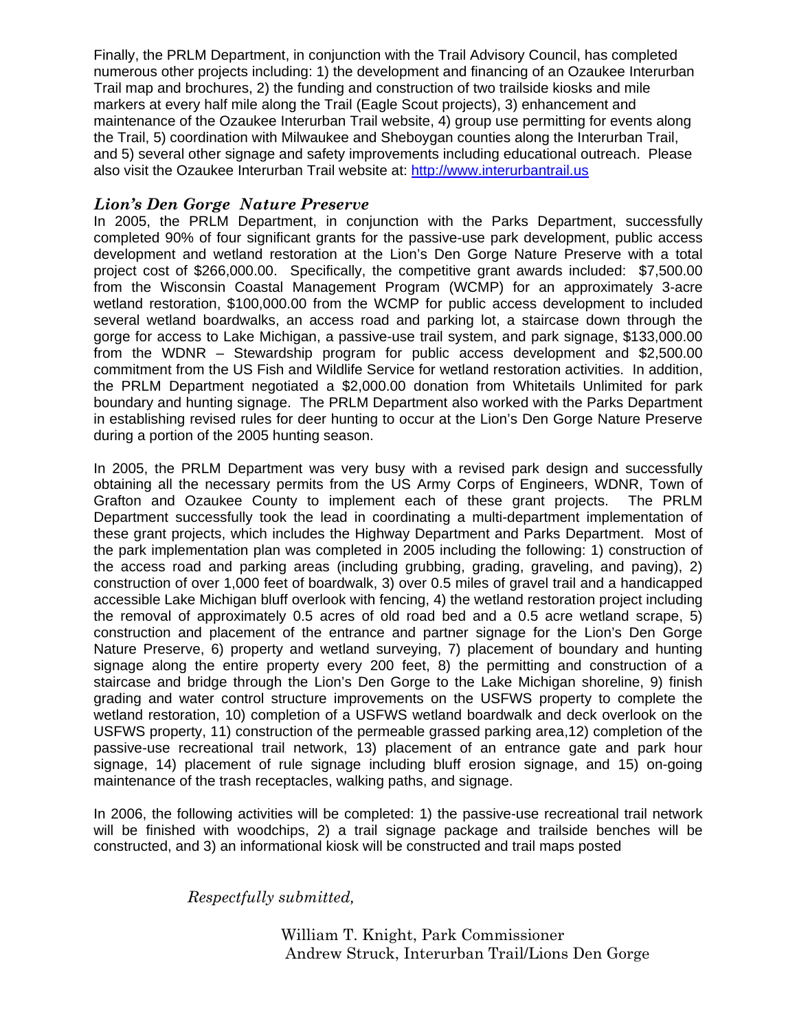Finally, the PRLM Department, in conjunction with the Trail Advisory Council, has completed numerous other projects including: 1) the development and financing of an Ozaukee Interurban Trail map and brochures, 2) the funding and construction of two trailside kiosks and mile markers at every half mile along the Trail (Eagle Scout projects), 3) enhancement and maintenance of the Ozaukee Interurban Trail website, 4) group use permitting for events along the Trail, 5) coordination with Milwaukee and Sheboygan counties along the Interurban Trail, and 5) several other signage and safety improvements including educational outreach. Please also visit the Ozaukee Interurban Trail website at: [http://www.interurbantrail.us](http://www.interurbantrail.us)

### *Lion's Den Gorge Nature Preserve*

In 2005, the PRLM Department, in conjunction with the Parks Department, successfully completed 90% of four significant grants for the passive-use park development, public access development and wetland restoration at the Lion's Den Gorge Nature Preserve with a total project cost of $266,000.00. Specifically, the competitive grant awards included: $7,500.00 from the Wisconsin Coastal Management Program (WCMP) for an approximately 3-acre wetland restoration, $100,000.00 from the WCMP for public access development to included several wetland boardwalks, an access road and parking lot, a staircase down through the gorge for access to Lake Michigan, a passive-use trail system, and park signage, $133,000.00 from the WDNR – Stewardship program for public access development and $2,500.00 commitment from the US Fish and Wildlife Service for wetland restoration activities. In addition, the PRLM Department negotiated a $2,000.00 donation from Whitetails Unlimited for park boundary and hunting signage. The PRLM Department also worked with the Parks Department in establishing revised rules for deer hunting to occur at the Lion's Den Gorge Nature Preserve during a portion of the 2005 hunting season.

In 2005, the PRLM Department was very busy with a revised park design and successfully obtaining all the necessary permits from the US Army Corps of Engineers, WDNR, Town of Grafton and Ozaukee County to implement each of these grant projects. The PRLM Department successfully took the lead in coordinating a multi-department implementation of these grant projects, which includes the Highway Department and Parks Department. Most of the park implementation plan was completed in 2005 including the following: 1) construction of the access road and parking areas (including grubbing, grading, graveling, and paving), 2) construction of over 1,000 feet of boardwalk, 3) over 0.5 miles of gravel trail and a handicapped accessible Lake Michigan bluff overlook with fencing, 4) the wetland restoration project including the removal of approximately 0.5 acres of old road bed and a 0.5 acre wetland scrape, 5) construction and placement of the entrance and partner signage for the Lion's Den Gorge Nature Preserve, 6) property and wetland surveying, 7) placement of boundary and hunting signage along the entire property every 200 feet, 8) the permitting and construction of a staircase and bridge through the Lion's Den Gorge to the Lake Michigan shoreline, 9) finish grading and water control structure improvements on the USFWS property to complete the wetland restoration, 10) completion of a USFWS wetland boardwalk and deck overlook on the USFWS property, 11) construction of the permeable grassed parking area,12) completion of the passive-use recreational trail network, 13) placement of an entrance gate and park hour signage, 14) placement of rule signage including bluff erosion signage, and 15) on-going maintenance of the trash receptacles, walking paths, and signage.

In 2006, the following activities will be completed: 1) the passive-use recreational trail network will be finished with woodchips, 2) a trail signage package and trailside benches will be constructed, and 3) an informational kiosk will be constructed and trail maps posted

*Respectfully submitted,*

William T. Knight, Park Commissioner
Andrew Struck, Interurban Trail/Lions Den Gorge